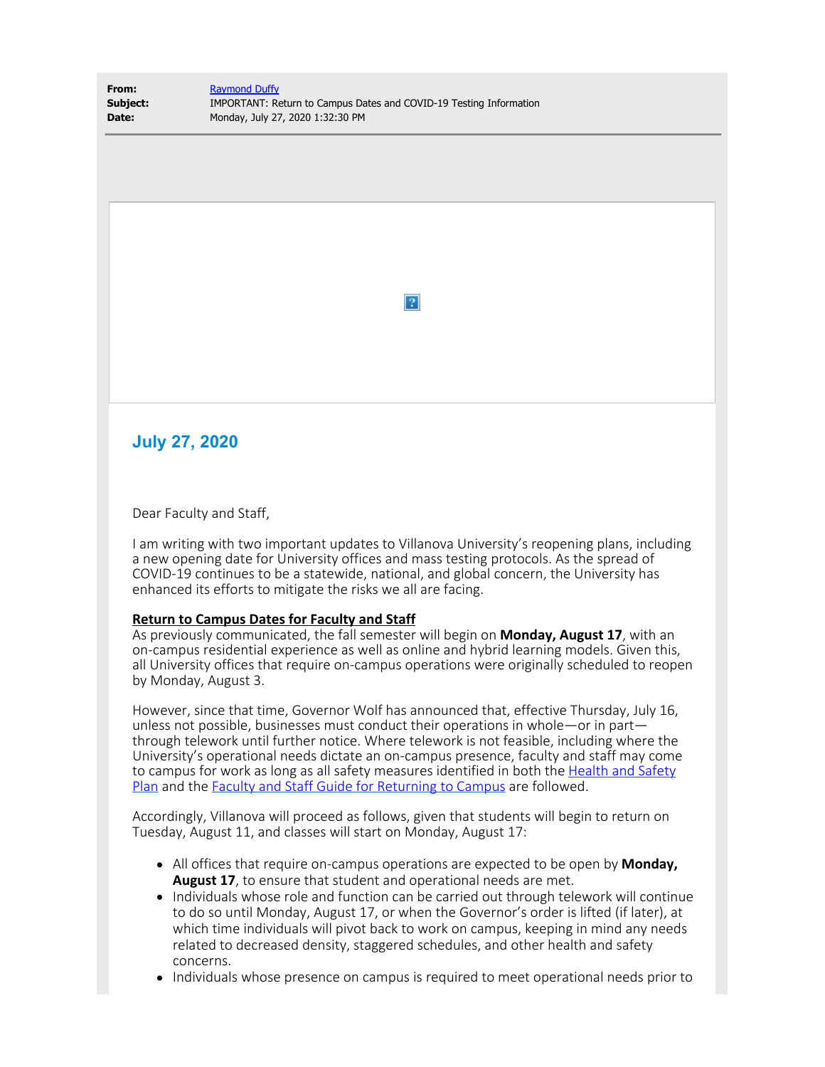**From:** [Raymond Duffy]
**Subject:** IMPORTANT: Return to Campus Dates and COVID-19 Testing Information
**Date:** Monday, July 27, 2020 1:32:30 PM

## July 27, 2020

Dear Faculty and Staff,

I am writing with two important updates to Villanova University's reopening plans, including a new opening date for University offices and mass testing protocols. As the spread of COVID-19 continues to be a statewide, national, and global concern, the University has enhanced its efforts to mitigate the risks we all are facing.

**Return to Campus Dates for Faculty and Staff**

As previously communicated, the fall semester will begin on **Monday, August 17**, with an on-campus residential experience as well as online and hybrid learning models. Given this, all University offices that require on-campus operations were originally scheduled to reopen by Monday, August 3.

However, since that time, Governor Wolf has announced that, effective Thursday, July 16, unless not possible, businesses must conduct their operations in whole—or in part—through telework until further notice. Where telework is not feasible, including where the University's operational needs dictate an on-campus presence, faculty and staff may come to campus for work as long as all safety measures identified in both the [Health and Safety Plan] and the [Faculty and Staff Guide for Returning to Campus] are followed.

Accordingly, Villanova will proceed as follows, given that students will begin to return on Tuesday, August 11, and classes will start on Monday, August 17:

- All offices that require on-campus operations are expected to be open by **Monday, August 17**, to ensure that student and operational needs are met.
- Individuals whose role and function can be carried out through telework will continue to do so until Monday, August 17, or when the Governor's order is lifted (if later), at which time individuals will pivot back to work on campus, keeping in mind any needs related to decreased density, staggered schedules, and other health and safety concerns.
- Individuals whose presence on campus is required to meet operational needs prior to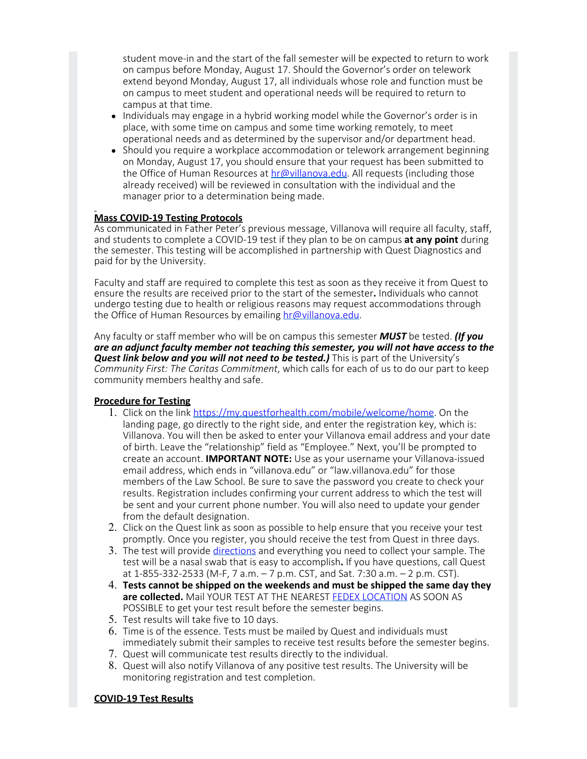student move-in and the start of the fall semester will be expected to return to work on campus before Monday, August 17. Should the Governor's order on telework extend beyond Monday, August 17, all individuals whose role and function must be on campus to meet student and operational needs will be required to return to campus at that time.

- Individuals may engage in a hybrid working model while the Governor's order is in place, with some time on campus and some time working remotely, to meet operational needs and as determined by the supervisor and/or department head.
- Should you require a workplace accommodation or telework arrangement beginning on Monday, August 17, you should ensure that your request has been submitted to the Office of Human Resources at [hr@villanova.edu](mailto:hr@villanova.edu). All requests (including those already received) will be reviewed in consultation with the individual and the manager prior to a determination being made.

**Mass COVID-19 Testing Protocols**

As communicated in Father Peter's previous message, Villanova will require all faculty, staff, and students to complete a COVID-19 test if they plan to be on campus **at any point** during the semester. This testing will be accomplished in partnership with Quest Diagnostics and paid for by the University.

Faculty and staff are required to complete this test as soon as they receive it from Quest to ensure the results are received prior to the start of the semester**.** Individuals who cannot undergo testing due to health or religious reasons may request accommodations through the Office of Human Resources by emailing [hr@villanova.edu](mailto:hr@villanova.edu).

Any faculty or staff member who will be on campus this semester ***MUST*** be tested. ***(If you are an adjunct faculty member not teaching this semester, you will not have access to the Quest link below and you will not need to be tested.)*** This is part of the University's *Community First: The Caritas Commitment*, which calls for each of us to do our part to keep community members healthy and safe.

**Procedure for Testing**

1. Click on the link [https://my.questforhealth.com/mobile/welcome/home](https://my.questforhealth.com/mobile/welcome/home). On the landing page, go directly to the right side, and enter the registration key, which is: Villanova. You will then be asked to enter your Villanova email address and your date of birth. Leave the "relationship" field as "Employee." Next, you'll be prompted to create an account. **IMPORTANT NOTE:** Use as your username your Villanova-issued email address, which ends in "villanova.edu" or "law.villanova.edu" for those members of the Law School. Be sure to save the password you create to check your results. Registration includes confirming your current address to which the test will be sent and your current phone number. You will also need to update your gender from the default designation.
2. Click on the Quest link as soon as possible to help ensure that you receive your test promptly. Once you register, you should receive the test from Quest in three days.
3. The test will provide directions and everything you need to collect your sample. The test will be a nasal swab that is easy to accomplish**.** If you have questions, call Quest at 1-855-332-2533 (M-F, 7 a.m. – 7 p.m. CST, and Sat. 7:30 a.m. – 2 p.m. CST).
4. **Tests cannot be shipped on the weekends and must be shipped the same day they are collected.** Mail YOUR TEST AT THE NEAREST FEDEX LOCATION AS SOON AS POSSIBLE to get your test result before the semester begins.
5. Test results will take five to 10 days.
6. Time is of the essence. Tests must be mailed by Quest and individuals must immediately submit their samples to receive test results before the semester begins.
7. Quest will communicate test results directly to the individual.
8. Quest will also notify Villanova of any positive test results. The University will be monitoring registration and test completion.

**COVID-19 Test Results**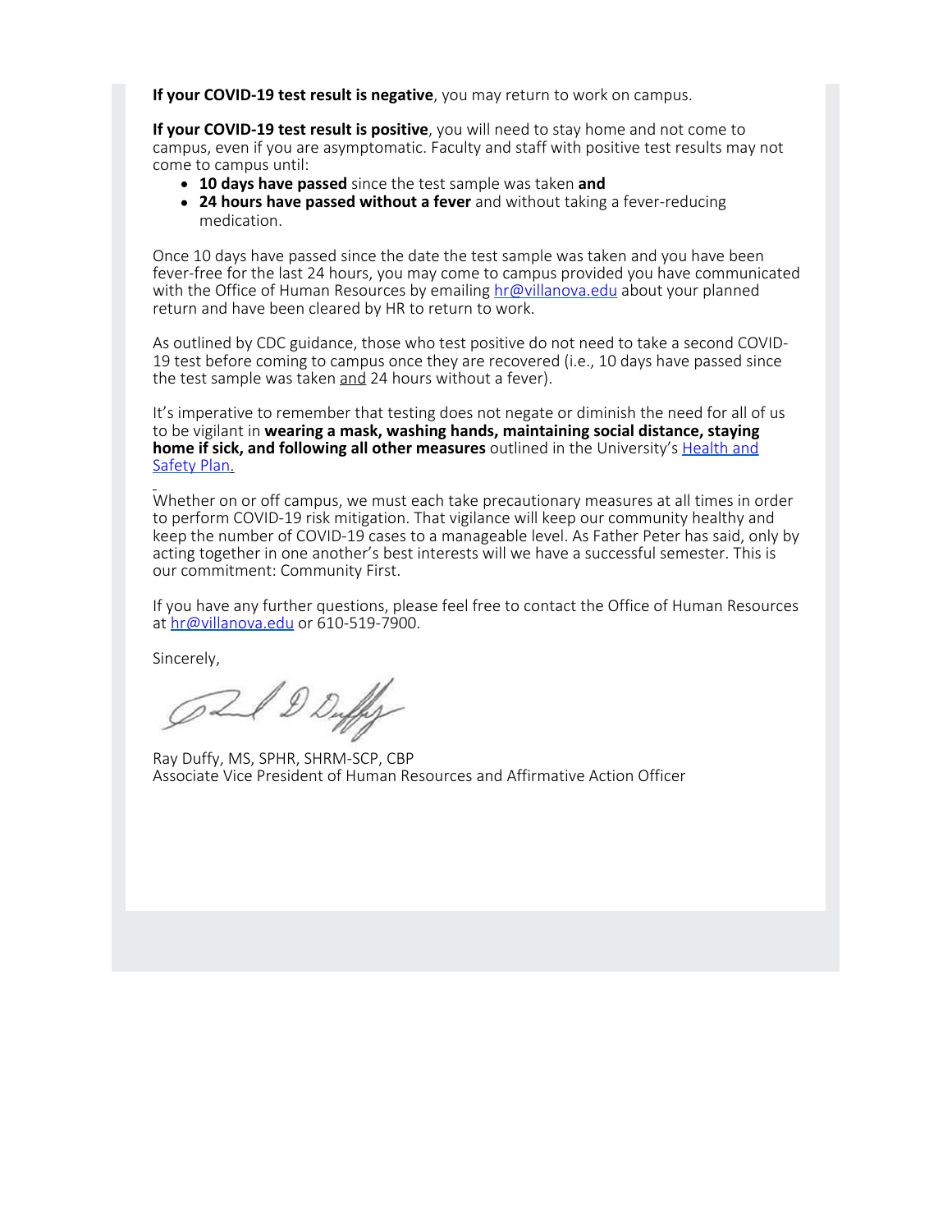**If your COVID-19 test result is negative**, you may return to work on campus.

**If your COVID-19 test result is positive**, you will need to stay home and not come to campus, even if you are asymptomatic. Faculty and staff with positive test results may not come to campus until:

- **10 days have passed** since the test sample was taken **and**
- **24 hours have passed without a fever** and without taking a fever-reducing medication.

Once 10 days have passed since the date the test sample was taken and you have been fever-free for the last 24 hours, you may come to campus provided you have communicated with the Office of Human Resources by emailing hr@villanova.edu about your planned return and have been cleared by HR to return to work.

As outlined by CDC guidance, those who test positive do not need to take a second COVID-19 test before coming to campus once they are recovered (i.e., 10 days have passed since the test sample was taken and 24 hours without a fever).

It's imperative to remember that testing does not negate or diminish the need for all of us to be vigilant in **wearing a mask, washing hands, maintaining social distance, staying home if sick, and following all other measures** outlined in the University's Health and Safety Plan.

Whether on or off campus, we must each take precautionary measures at all times in order to perform COVID-19 risk mitigation. That vigilance will keep our community healthy and keep the number of COVID-19 cases to a manageable level. As Father Peter has said, only by acting together in one another's best interests will we have a successful semester. This is our commitment: Community First.

If you have any further questions, please feel free to contact the Office of Human Resources at hr@villanova.edu or 610-519-7900.

Sincerely,

Ray Duffy, MS, SPHR, SHRM-SCP, CBP
Associate Vice President of Human Resources and Affirmative Action Officer